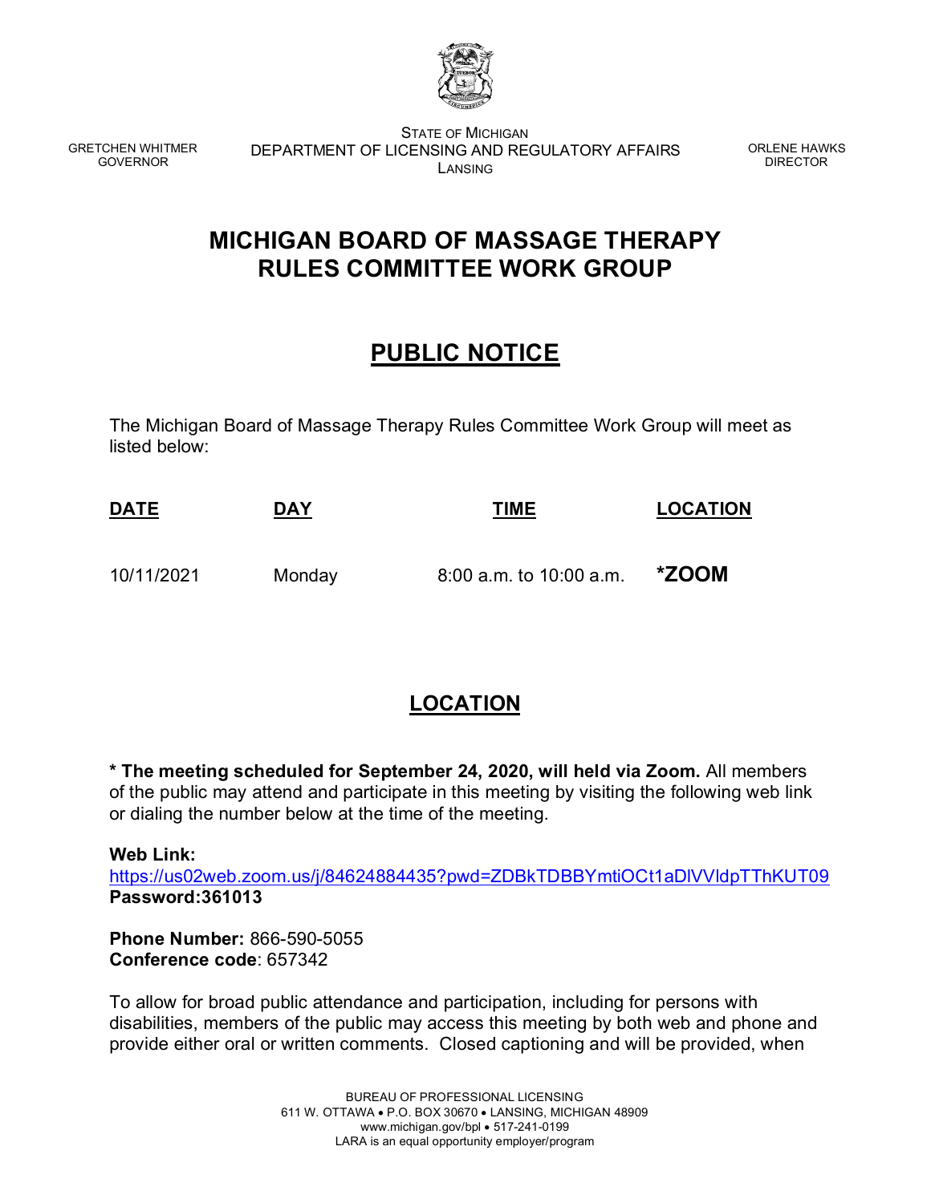GRETCHEN WHITMER
GOVERNOR

STATE OF MICHIGAN
DEPARTMENT OF LICENSING AND REGULATORY AFFAIRS
LANSING

ORLENE HAWKS
DIRECTOR

# MICHIGAN BOARD OF MASSAGE THERAPY RULES COMMITTEE WORK GROUP

## PUBLIC NOTICE

The Michigan Board of Massage Therapy Rules Committee Work Group will meet as listed below:

| DATE | DAY | TIME | LOCATION |
| --- | --- | --- | --- |
| 10/11/2021 | Monday | 8:00 a.m. to 10:00 a.m. | ***ZOOM** |

## LOCATION

**\* The meeting scheduled for September 24, 2020, will held via Zoom.** All members of the public may attend and participate in this meeting by visiting the following web link or dialing the number below at the time of the meeting.

**Web Link:**
https://us02web.zoom.us/j/84624884435?pwd=ZDBkTDBBYmtiOCt1aDlVVldpTThKUT09
**Password:361013**

**Phone Number:** 866-590-5055
**Conference code**: 657342

To allow for broad public attendance and participation, including for persons with disabilities, members of the public may access this meeting by both web and phone and provide either oral or written comments. Closed captioning and will be provided, when

BUREAU OF PROFESSIONAL LICENSING
611 W. OTTAWA • P.O. BOX 30670 • LANSING, MICHIGAN 48909
www.michigan.gov/bpl • 517-241-0199
LARA is an equal opportunity employer/program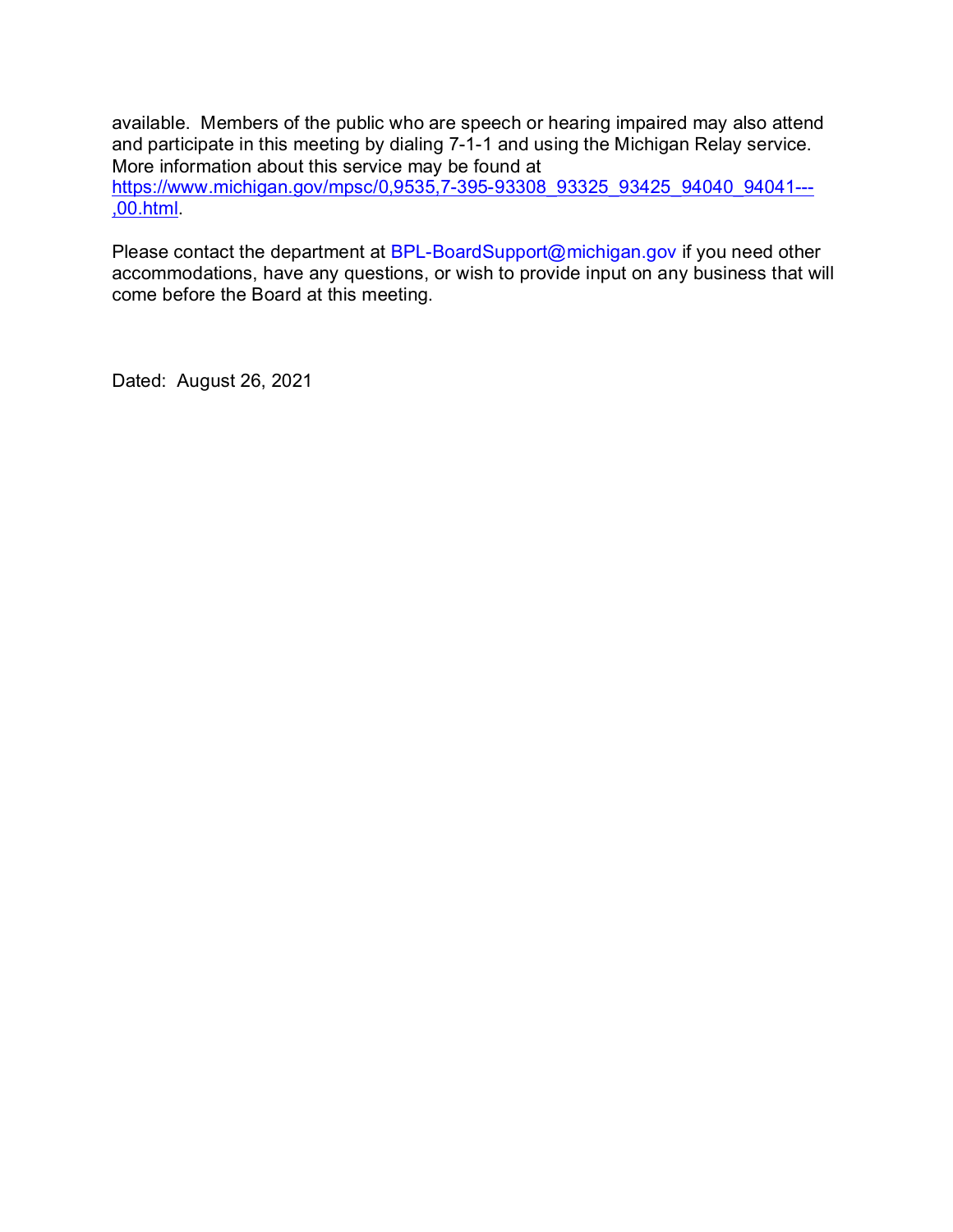available. Members of the public who are speech or hearing impaired may also attend and participate in this meeting by dialing 7-1-1 and using the Michigan Relay service. More information about this service may be found at https://www.michigan.gov/mpsc/0,9535,7-395-93308_93325_93425_94040_94041---,00.html.

Please contact the department at BPL-BoardSupport@michigan.gov if you need other accommodations, have any questions, or wish to provide input on any business that will come before the Board at this meeting.

Dated: August 26, 2021